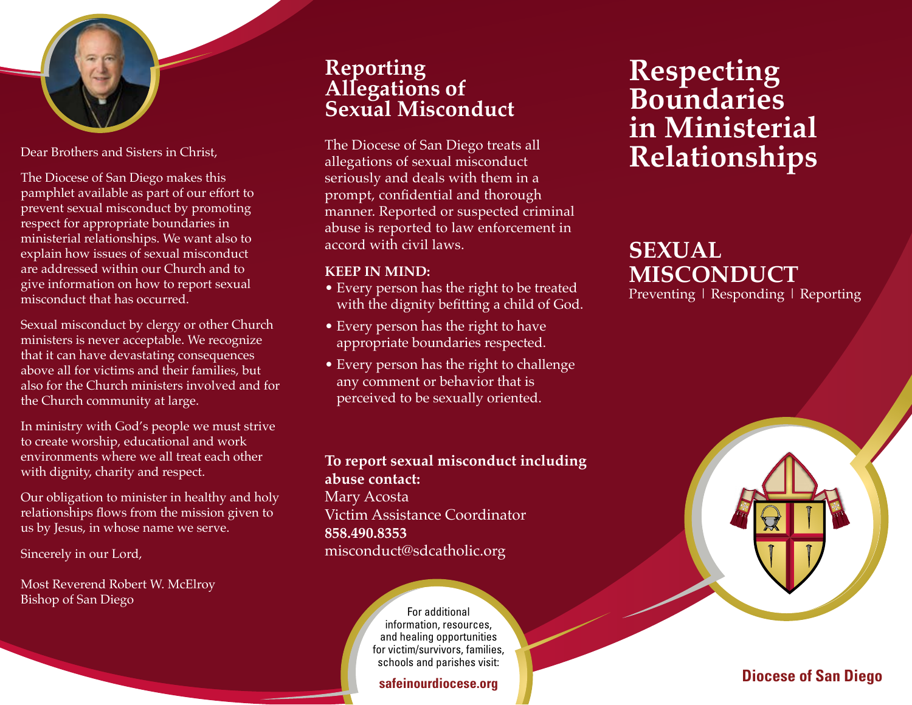Dear Brothers and Sisters in Christ,

The Diocese of San Diego makes this pamphlet available as part of our effort to prevent sexual misconduct by promoting respect for appropriate boundaries in ministerial relationships. We want also to explain how issues of sexual misconduct are addressed within our Church and to give information on how to report sexual misconduct that has occurred.

Sexual misconduct by clergy or other Church ministers is never acceptable. We recognize that it can have devastating consequences above all for victims and their families, but also for the Church ministers involved and for the Church community at large.

In ministry with God's people we must strive to create worship, educational and work environments where we all treat each other with dignity, charity and respect.

Our obligation to minister in healthy and holy relationships flows from the mission given to us by Jesus, in whose name we serve.

Sincerely in our Lord,

Most Reverend Robert W. McElroy
Bishop of San Diego

## Reporting Allegations of Sexual Misconduct

The Diocese of San Diego treats all allegations of sexual misconduct seriously and deals with them in a prompt, confidential and thorough manner. Reported or suspected criminal abuse is reported to law enforcement in accord with civil laws.

**KEEP IN MIND:**

- Every person has the right to be treated with the dignity befitting a child of God.
- Every person has the right to have appropriate boundaries respected.
- Every person has the right to challenge any comment or behavior that is perceived to be sexually oriented.

**To report sexual misconduct including abuse contact:**
Mary Acosta
Victim Assistance Coordinator
**858.490.8353**
misconduct@sdcatholic.org

For additional information, resources, and healing opportunities for victim/survivors, families, schools and parishes visit:

**safeinourdiocese.org**

# Respecting Boundaries in Ministerial Relationships

## SEXUAL MISCONDUCT

Preventing | Responding | Reporting

**Diocese of San Diego**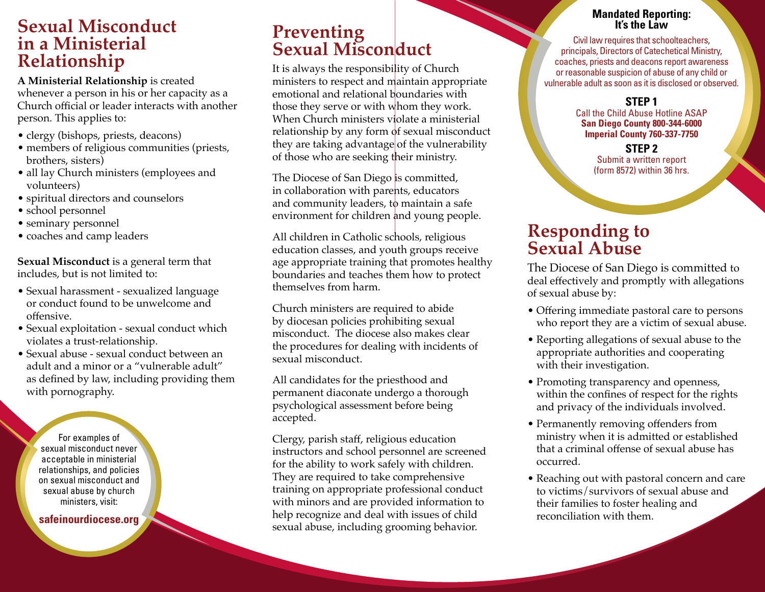## Sexual Misconduct in a Ministerial Relationship

**A Ministerial Relationship** is created whenever a person in his or her capacity as a Church official or leader interacts with another person. This applies to:

- clergy (bishops, priests, deacons)
- members of religious communities (priests, brothers, sisters)
- all lay Church ministers (employees and volunteers)
- spiritual directors and counselors
- school personnel
- seminary personnel
- coaches and camp leaders

**Sexual Misconduct** is a general term that includes, but is not limited to:

- Sexual harassment - sexualized language or conduct found to be unwelcome and offensive.
- Sexual exploitation - sexual conduct which violates a trust-relationship.
- Sexual abuse - sexual conduct between an adult and a minor or a "vulnerable adult" as defined by law, including providing them with pornography.

For examples of sexual misconduct never acceptable in ministerial relationships, and policies on sexual misconduct and sexual abuse by church ministers, visit:

**safeinourdiocese.org**

## Preventing Sexual Misconduct

It is always the responsibility of Church ministers to respect and maintain appropriate emotional and relational boundaries with those they serve or with whom they work. When Church ministers violate a ministerial relationship by any form of sexual misconduct they are taking advantage of the vulnerability of those who are seeking their ministry.

The Diocese of San Diego is committed, in collaboration with parents, educators and community leaders, to maintain a safe environment for children and young people.

All children in Catholic schools, religious education classes, and youth groups receive age appropriate training that promotes healthy boundaries and teaches them how to protect themselves from harm.

Church ministers are required to abide by diocesan policies prohibiting sexual misconduct. The diocese also makes clear the procedures for dealing with incidents of sexual misconduct.

All candidates for the priesthood and permanent diaconate undergo a thorough psychological assessment before being accepted.

Clergy, parish staff, religious education instructors and school personnel are screened for the ability to work safely with children. They are required to take comprehensive training on appropriate professional conduct with minors and are provided information to help recognize and deal with issues of child sexual abuse, including grooming behavior.

### Mandated Reporting: It's the Law

Civil law requires that schoolteachers, principals, Directors of Catechetical Ministry, coaches, priests and deacons report awareness or reasonable suspicion of abuse of any child or vulnerable adult as soon as it is disclosed or observed.

**STEP 1**

Call the Child Abuse Hotline ASAP
**San Diego County 800-344-6000**
**Imperial County 760-337-7750**

**STEP 2**

Submit a written report (form 8572) within 36 hrs.

## Responding to Sexual Abuse

The Diocese of San Diego is committed to deal effectively and promptly with allegations of sexual abuse by:

- Offering immediate pastoral care to persons who report they are a victim of sexual abuse.
- Reporting allegations of sexual abuse to the appropriate authorities and cooperating with their investigation.
- Promoting transparency and openness, within the confines of respect for the rights and privacy of the individuals involved.
- Permanently removing offenders from ministry when it is admitted or established that a criminal offense of sexual abuse has occurred.
- Reaching out with pastoral concern and care to victims/survivors of sexual abuse and their families to foster healing and reconciliation with them.